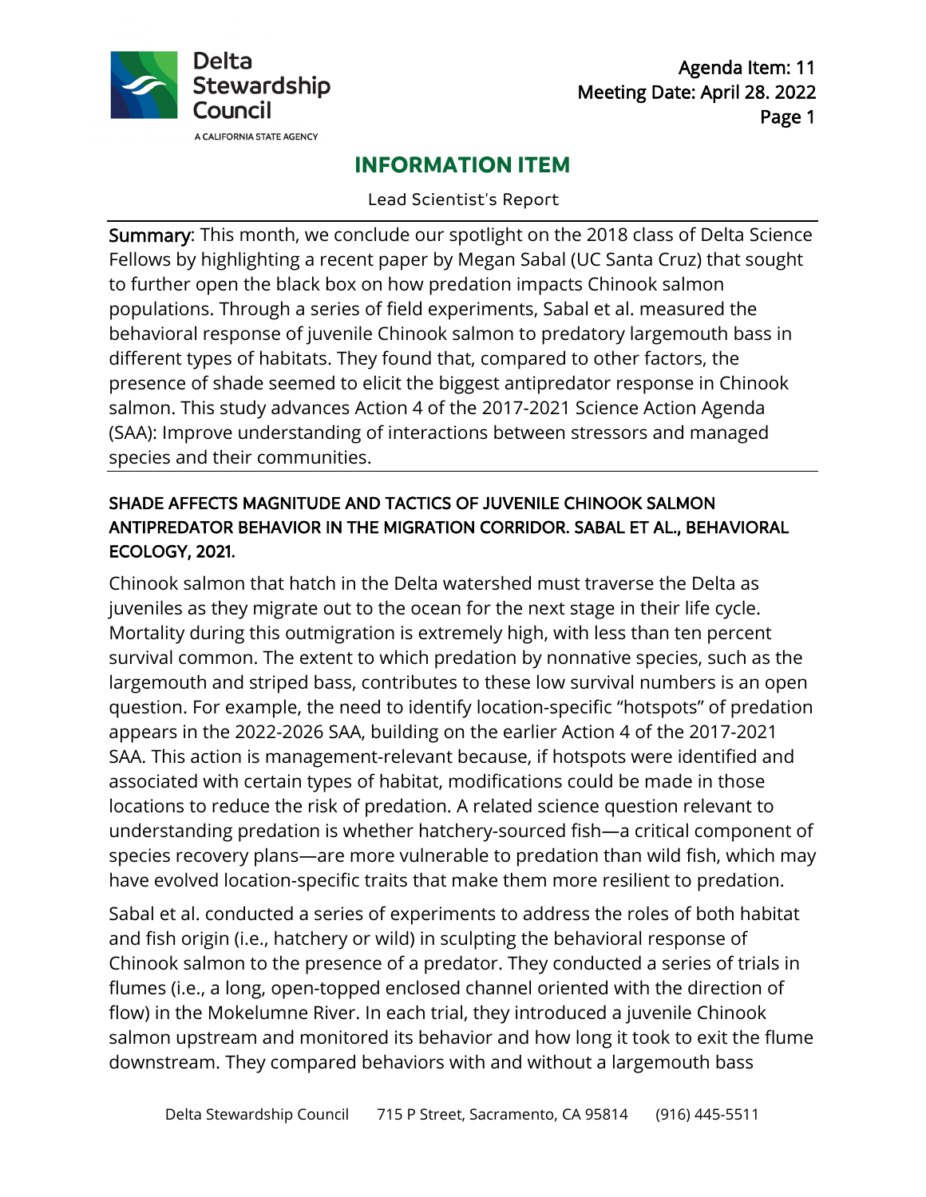Delta Stewardship Council

A CALIFORNIA STATE AGENCY

Agenda Item: 11
Meeting Date: April 28. 2022

# INFORMATION ITEM

Lead Scientist's Report

**Summary**: This month, we conclude our spotlight on the 2018 class of Delta Science Fellows by highlighting a recent paper by Megan Sabal (UC Santa Cruz) that sought to further open the black box on how predation impacts Chinook salmon populations. Through a series of field experiments, Sabal et al. measured the behavioral response of juvenile Chinook salmon to predatory largemouth bass in different types of habitats. They found that, compared to other factors, the presence of shade seemed to elicit the biggest antipredator response in Chinook salmon. This study advances Action 4 of the 2017-2021 Science Action Agenda (SAA): Improve understanding of interactions between stressors and managed species and their communities.

## SHADE AFFECTS MAGNITUDE AND TACTICS OF JUVENILE CHINOOK SALMON ANTIPREDATOR BEHAVIOR IN THE MIGRATION CORRIDOR. SABAL ET AL., BEHAVIORAL ECOLOGY, 2021.

Chinook salmon that hatch in the Delta watershed must traverse the Delta as juveniles as they migrate out to the ocean for the next stage in their life cycle. Mortality during this outmigration is extremely high, with less than ten percent survival common. The extent to which predation by nonnative species, such as the largemouth and striped bass, contributes to these low survival numbers is an open question. For example, the need to identify location-specific "hotspots" of predation appears in the 2022-2026 SAA, building on the earlier Action 4 of the 2017-2021 SAA. This action is management-relevant because, if hotspots were identified and associated with certain types of habitat, modifications could be made in those locations to reduce the risk of predation. A related science question relevant to understanding predation is whether hatchery-sourced fish—a critical component of species recovery plans—are more vulnerable to predation than wild fish, which may have evolved location-specific traits that make them more resilient to predation.

Sabal et al. conducted a series of experiments to address the roles of both habitat and fish origin (i.e., hatchery or wild) in sculpting the behavioral response of Chinook salmon to the presence of a predator. They conducted a series of trials in flumes (i.e., a long, open-topped enclosed channel oriented with the direction of flow) in the Mokelumne River. In each trial, they introduced a juvenile Chinook salmon upstream and monitored its behavior and how long it took to exit the flume downstream. They compared behaviors with and without a largemouth bass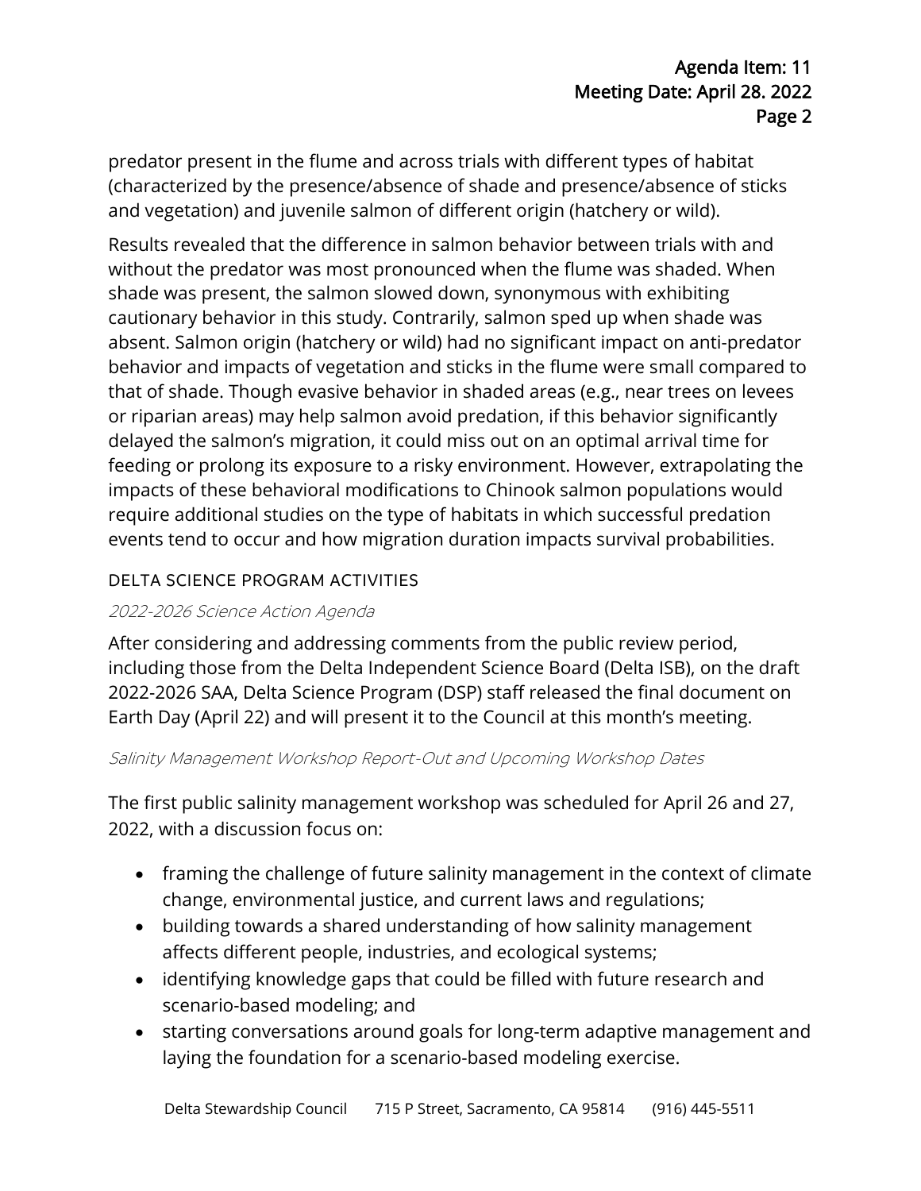predator present in the flume and across trials with different types of habitat (characterized by the presence/absence of shade and presence/absence of sticks and vegetation) and juvenile salmon of different origin (hatchery or wild).

Results revealed that the difference in salmon behavior between trials with and without the predator was most pronounced when the flume was shaded. When shade was present, the salmon slowed down, synonymous with exhibiting cautionary behavior in this study. Contrarily, salmon sped up when shade was absent. Salmon origin (hatchery or wild) had no significant impact on anti-predator behavior and impacts of vegetation and sticks in the flume were small compared to that of shade. Though evasive behavior in shaded areas (e.g., near trees on levees or riparian areas) may help salmon avoid predation, if this behavior significantly delayed the salmon's migration, it could miss out on an optimal arrival time for feeding or prolong its exposure to a risky environment. However, extrapolating the impacts of these behavioral modifications to Chinook salmon populations would require additional studies on the type of habitats in which successful predation events tend to occur and how migration duration impacts survival probabilities.

## DELTA SCIENCE PROGRAM ACTIVITIES

### *2022-2026 Science Action Agenda*

After considering and addressing comments from the public review period, including those from the Delta Independent Science Board (Delta ISB), on the draft 2022-2026 SAA, Delta Science Program (DSP) staff released the final document on Earth Day (April 22) and will present it to the Council at this month's meeting.

### *Salinity Management Workshop Report-Out and Upcoming Workshop Dates*

The first public salinity management workshop was scheduled for April 26 and 27, 2022, with a discussion focus on:

- framing the challenge of future salinity management in the context of climate change, environmental justice, and current laws and regulations;
- building towards a shared understanding of how salinity management affects different people, industries, and ecological systems;
- identifying knowledge gaps that could be filled with future research and scenario-based modeling; and
- starting conversations around goals for long-term adaptive management and laying the foundation for a scenario-based modeling exercise.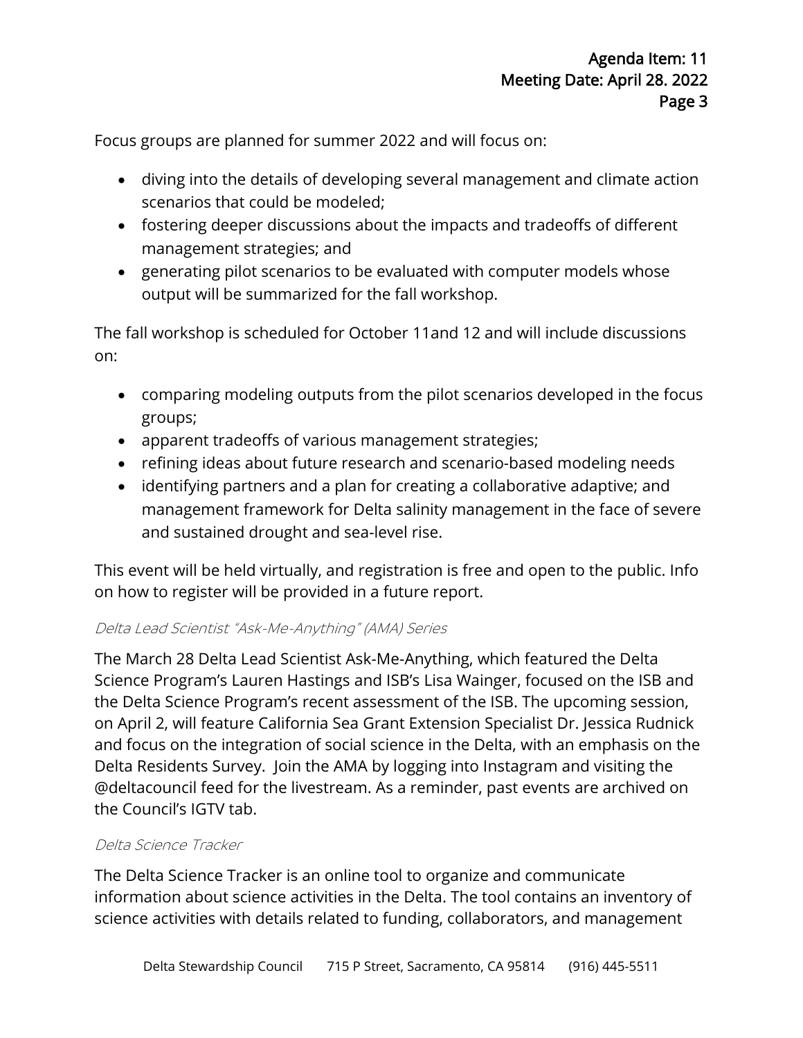Focus groups are planned for summer 2022 and will focus on:

- diving into the details of developing several management and climate action scenarios that could be modeled;
- fostering deeper discussions about the impacts and tradeoffs of different management strategies; and
- generating pilot scenarios to be evaluated with computer models whose output will be summarized for the fall workshop.

The fall workshop is scheduled for October 11and 12 and will include discussions on:

- comparing modeling outputs from the pilot scenarios developed in the focus groups;
- apparent tradeoffs of various management strategies;
- refining ideas about future research and scenario-based modeling needs
- identifying partners and a plan for creating a collaborative adaptive; and management framework for Delta salinity management in the face of severe and sustained drought and sea-level rise.

This event will be held virtually, and registration is free and open to the public. Info on how to register will be provided in a future report.

#### *Delta Lead Scientist "Ask-Me-Anything" (AMA) Series*

The March 28 Delta Lead Scientist Ask-Me-Anything, which featured the Delta Science Program's Lauren Hastings and ISB's Lisa Wainger, focused on the ISB and the Delta Science Program's recent assessment of the ISB. The upcoming session, on April 2, will feature California Sea Grant Extension Specialist Dr. Jessica Rudnick and focus on the integration of social science in the Delta, with an emphasis on the Delta Residents Survey. Join the AMA by logging into Instagram and visiting the @deltacouncil feed for the livestream. As a reminder, past events are archived on the Council's IGTV tab.

#### *Delta Science Tracker*

The Delta Science Tracker is an online tool to organize and communicate information about science activities in the Delta. The tool contains an inventory of science activities with details related to funding, collaborators, and management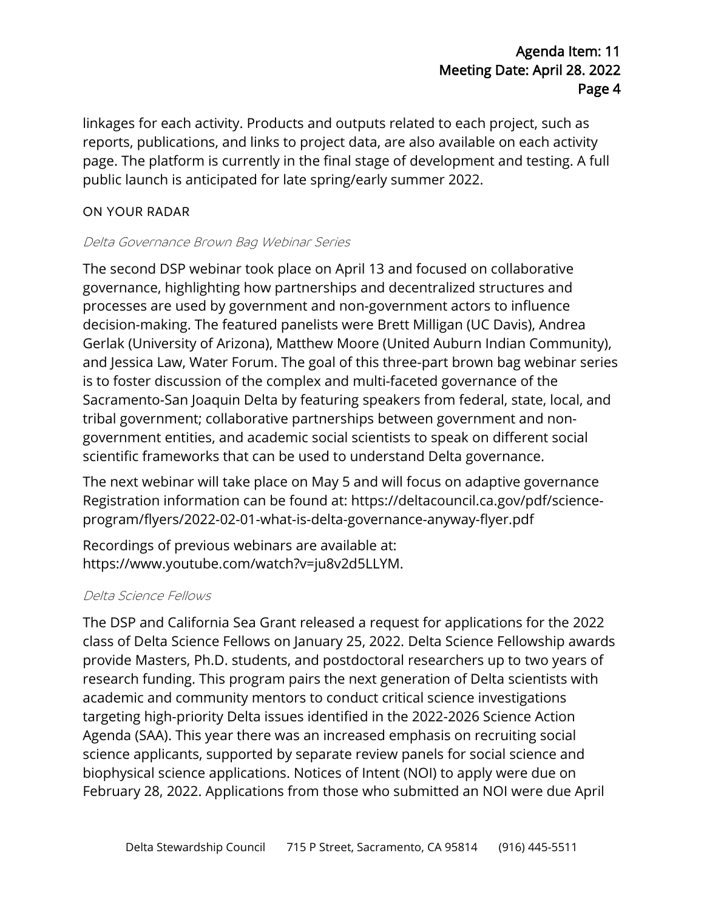linkages for each activity. Products and outputs related to each project, such as reports, publications, and links to project data, are also available on each activity page. The platform is currently in the final stage of development and testing. A full public launch is anticipated for late spring/early summer 2022.

## ON YOUR RADAR

### *Delta Governance Brown Bag Webinar Series*

The second DSP webinar took place on April 13 and focused on collaborative governance, highlighting how partnerships and decentralized structures and processes are used by government and non-government actors to influence decision-making. The featured panelists were Brett Milligan (UC Davis), Andrea Gerlak (University of Arizona), Matthew Moore (United Auburn Indian Community), and Jessica Law, Water Forum. The goal of this three-part brown bag webinar series is to foster discussion of the complex and multi-faceted governance of the Sacramento-San Joaquin Delta by featuring speakers from federal, state, local, and tribal government; collaborative partnerships between government and non-government entities, and academic social scientists to speak on different social scientific frameworks that can be used to understand Delta governance.

The next webinar will take place on May 5 and will focus on adaptive governance Registration information can be found at: https://deltacouncil.ca.gov/pdf/science-program/flyers/2022-02-01-what-is-delta-governance-anyway-flyer.pdf

Recordings of previous webinars are available at: https://www.youtube.com/watch?v=ju8v2d5LLYM.

### *Delta Science Fellows*

The DSP and California Sea Grant released a request for applications for the 2022 class of Delta Science Fellows on January 25, 2022. Delta Science Fellowship awards provide Masters, Ph.D. students, and postdoctoral researchers up to two years of research funding. This program pairs the next generation of Delta scientists with academic and community mentors to conduct critical science investigations targeting high-priority Delta issues identified in the 2022-2026 Science Action Agenda (SAA). This year there was an increased emphasis on recruiting social science applicants, supported by separate review panels for social science and biophysical science applications. Notices of Intent (NOI) to apply were due on February 28, 2022. Applications from those who submitted an NOI were due April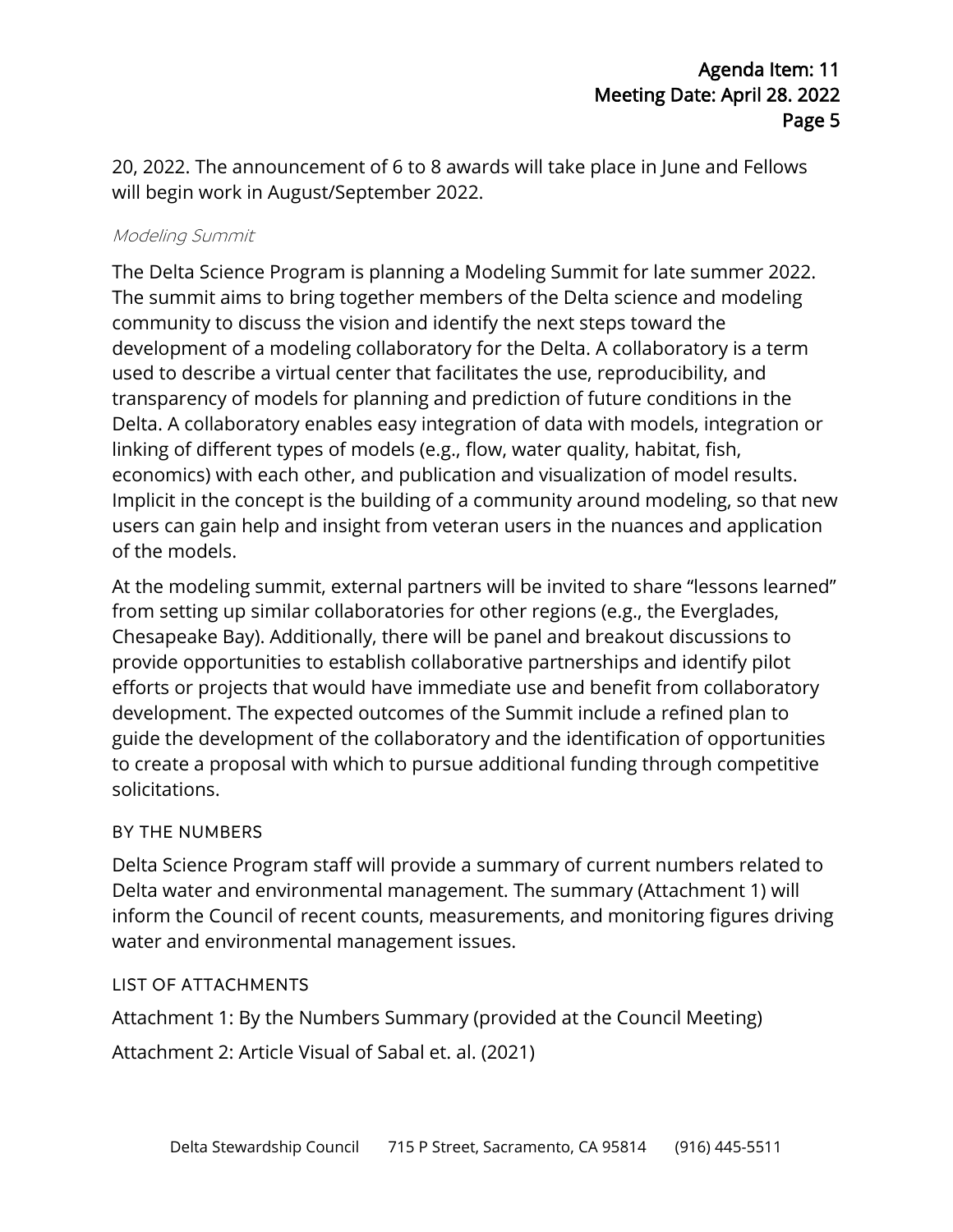20, 2022. The announcement of 6 to 8 awards will take place in June and Fellows will begin work in August/September 2022.

#### *Modeling Summit*

The Delta Science Program is planning a Modeling Summit for late summer 2022. The summit aims to bring together members of the Delta science and modeling community to discuss the vision and identify the next steps toward the development of a modeling collaboratory for the Delta. A collaboratory is a term used to describe a virtual center that facilitates the use, reproducibility, and transparency of models for planning and prediction of future conditions in the Delta. A collaboratory enables easy integration of data with models, integration or linking of different types of models (e.g., flow, water quality, habitat, fish, economics) with each other, and publication and visualization of model results. Implicit in the concept is the building of a community around modeling, so that new users can gain help and insight from veteran users in the nuances and application of the models.

At the modeling summit, external partners will be invited to share "lessons learned" from setting up similar collaboratories for other regions (e.g., the Everglades, Chesapeake Bay). Additionally, there will be panel and breakout discussions to provide opportunities to establish collaborative partnerships and identify pilot efforts or projects that would have immediate use and benefit from collaboratory development. The expected outcomes of the Summit include a refined plan to guide the development of the collaboratory and the identification of opportunities to create a proposal with which to pursue additional funding through competitive solicitations.

### BY THE NUMBERS

Delta Science Program staff will provide a summary of current numbers related to Delta water and environmental management. The summary (Attachment 1) will inform the Council of recent counts, measurements, and monitoring figures driving water and environmental management issues.

### LIST OF ATTACHMENTS

Attachment 1: By the Numbers Summary (provided at the Council Meeting)

Attachment 2: Article Visual of Sabal et. al. (2021)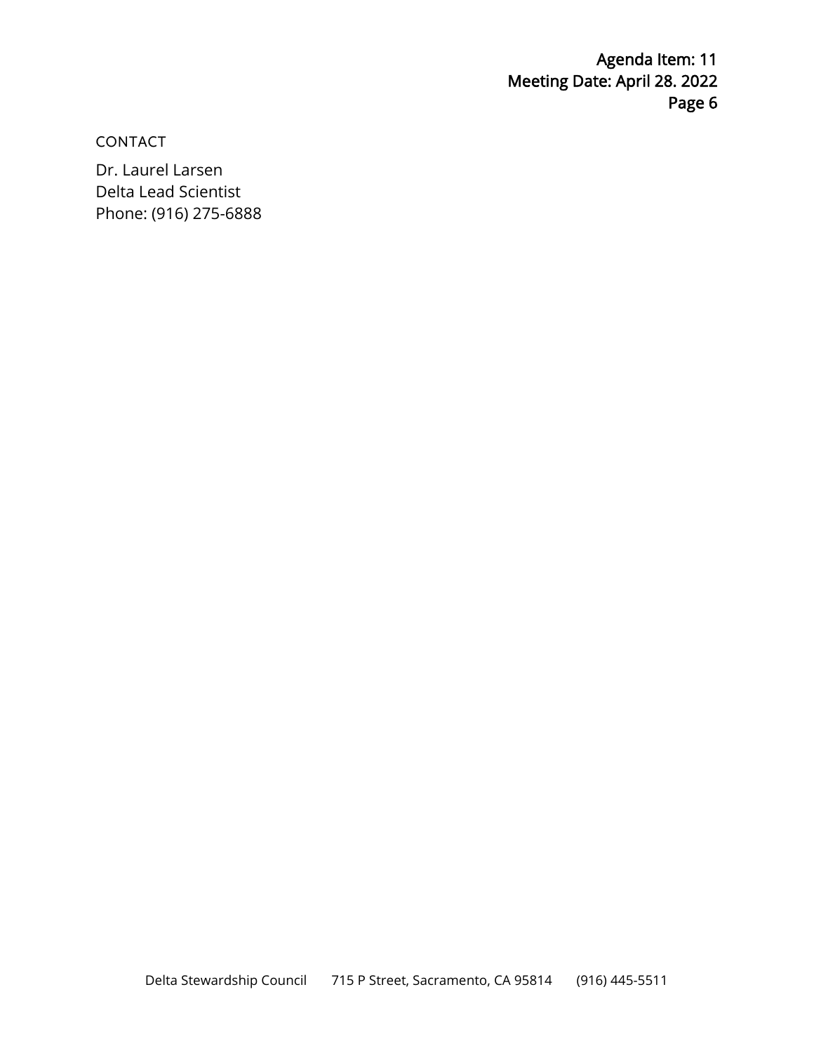## CONTACT

Dr. Laurel Larsen
Delta Lead Scientist
Phone: (916) 275-6888